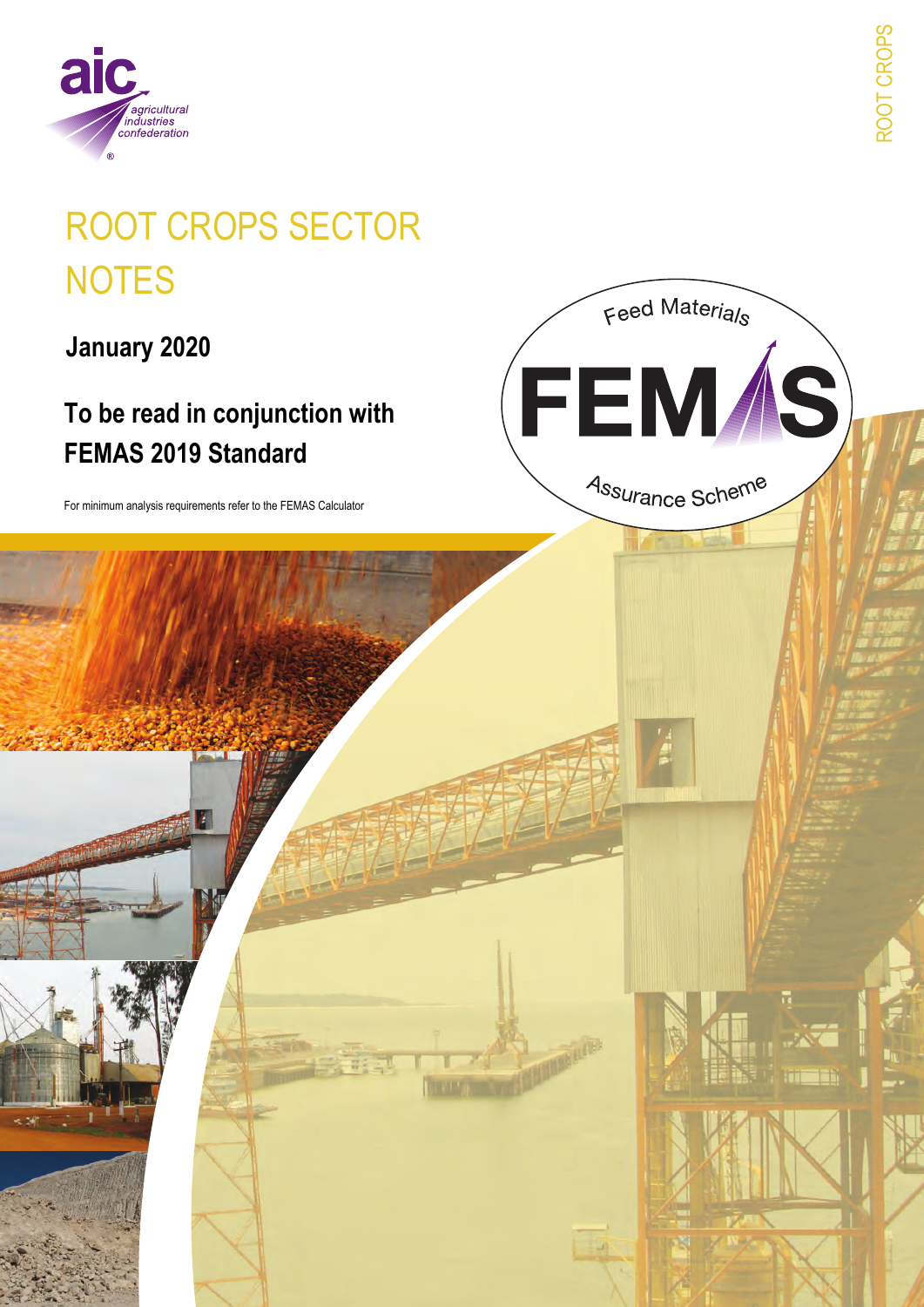# ROOT CROPS SECTOR NOTES

**January 2020**

**To be read in conjunction with FEMAS 2019 Standard**

For minimum analysis requirements refer to the FEMAS Calculator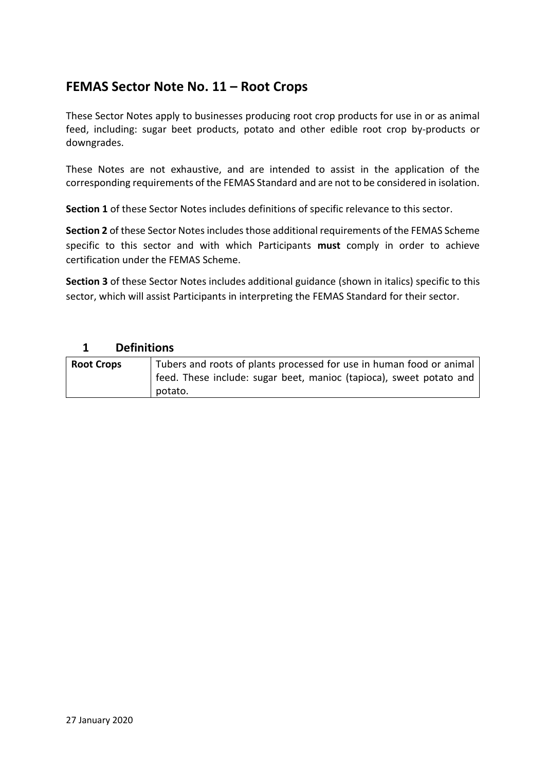# FEMAS Sector Note No. 11 – Root Crops

These Sector Notes apply to businesses producing root crop products for use in or as animal feed, including: sugar beet products, potato and other edible root crop by-products or downgrades.

These Notes are not exhaustive, and are intended to assist in the application of the corresponding requirements of the FEMAS Standard and are not to be considered in isolation.

**Section 1** of these Sector Notes includes definitions of specific relevance to this sector.

**Section 2** of these Sector Notes includes those additional requirements of the FEMAS Scheme specific to this sector and with which Participants **must** comply in order to achieve certification under the FEMAS Scheme.

**Section 3** of these Sector Notes includes additional guidance (shown in italics) specific to this sector, which will assist Participants in interpreting the FEMAS Standard for their sector.

## 1 Definitions

| | |
|---|---|
| **Root Crops** | Tubers and roots of plants processed for use in human food or animal feed. These include: sugar beet, manioc (tapioca), sweet potato and potato. |

27 January 2020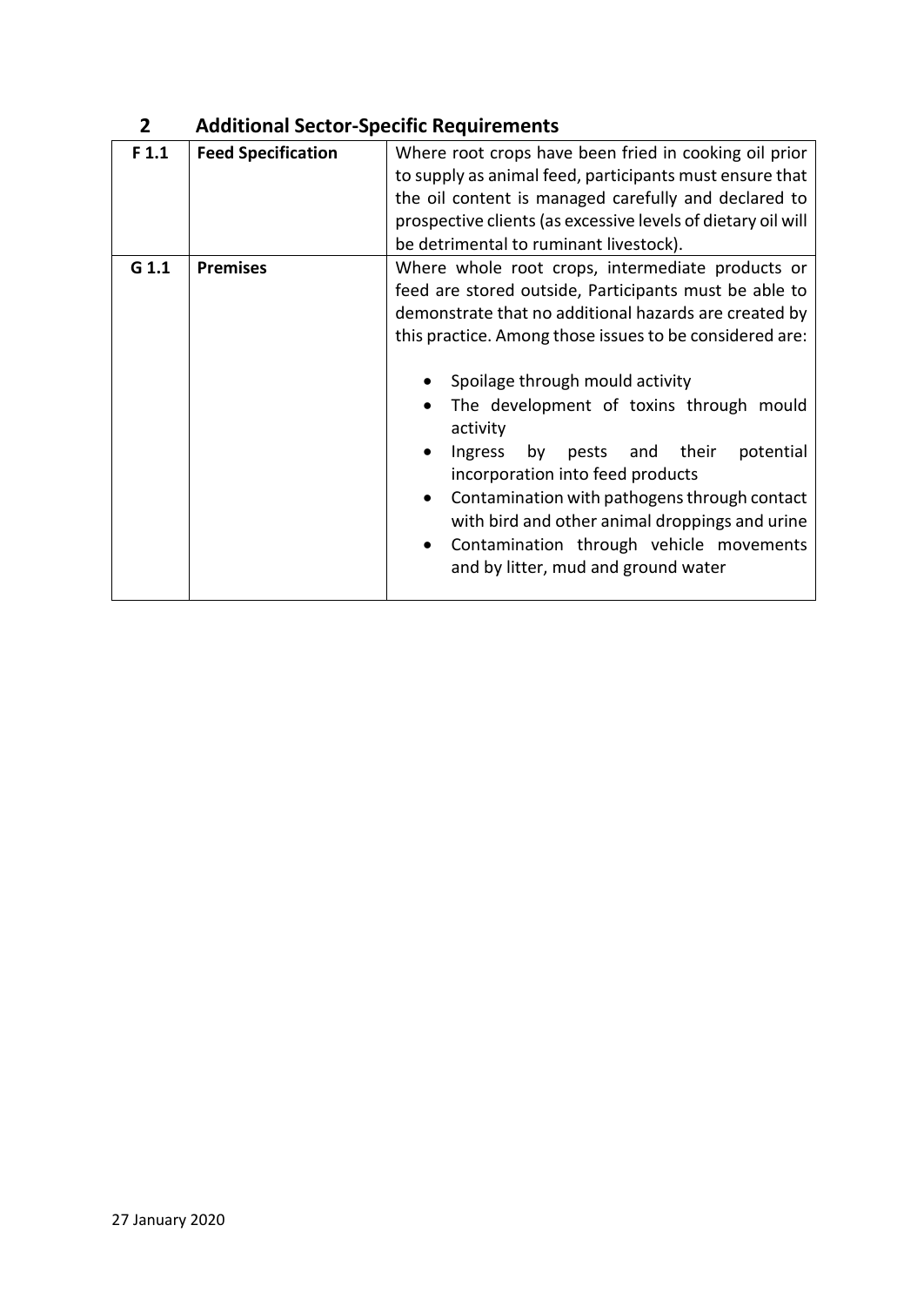## 2 Additional Sector-Specific Requirements

| | | |
|---|---|---|
| **F 1.1** | **Feed Specification** | Where root crops have been fried in cooking oil prior to supply as animal feed, participants must ensure that the oil content is managed carefully and declared to prospective clients (as excessive levels of dietary oil will be detrimental to ruminant livestock). |
| **G 1.1** | **Premises** | Where whole root crops, intermediate products or feed are stored outside, Participants must be able to demonstrate that no additional hazards are created by this practice. Among those issues to be considered are:<br><br>• Spoilage through mould activity<br>• The development of toxins through mould activity<br>• Ingress by pests and their potential incorporation into feed products<br>• Contamination with pathogens through contact with bird and other animal droppings and urine<br>• Contamination through vehicle movements and by litter, mud and ground water |

27 January 2020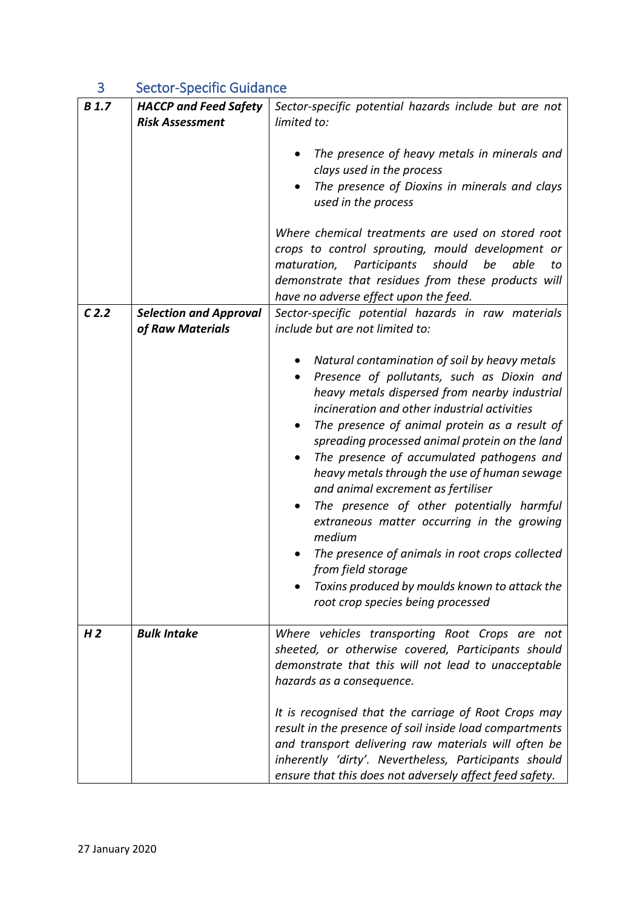## 3 Sector-Specific Guidance

| | | |
|---|---|---|
| ***B 1.7*** | ***HACCP and Feed Safety Risk Assessment*** | *Sector-specific potential hazards include but are not limited to:*<br><br>• *The presence of heavy metals in minerals and clays used in the process*<br>• *The presence of Dioxins in minerals and clays used in the process*<br><br>*Where chemical treatments are used on stored root crops to control sprouting, mould development or maturation, Participants should be able to demonstrate that residues from these products will have no adverse effect upon the feed.* |
| ***C 2.2*** | ***Selection and Approval of Raw Materials*** | *Sector-specific potential hazards in raw materials include but are not limited to:*<br><br>• *Natural contamination of soil by heavy metals*<br>• *Presence of pollutants, such as Dioxin and heavy metals dispersed from nearby industrial incineration and other industrial activities*<br>• *The presence of animal protein as a result of spreading processed animal protein on the land*<br>• *The presence of accumulated pathogens and heavy metals through the use of human sewage and animal excrement as fertiliser*<br>• *The presence of other potentially harmful extraneous matter occurring in the growing medium*<br>• *The presence of animals in root crops collected from field storage*<br>• *Toxins produced by moulds known to attack the root crop species being processed* |
| ***H 2*** | ***Bulk Intake*** | *Where vehicles transporting Root Crops are not sheeted, or otherwise covered, Participants should demonstrate that this will not lead to unacceptable hazards as a consequence.*<br><br>*It is recognised that the carriage of Root Crops may result in the presence of soil inside load compartments and transport delivering raw materials will often be inherently 'dirty'. Nevertheless, Participants should ensure that this does not adversely affect feed safety.* |

27 January 2020